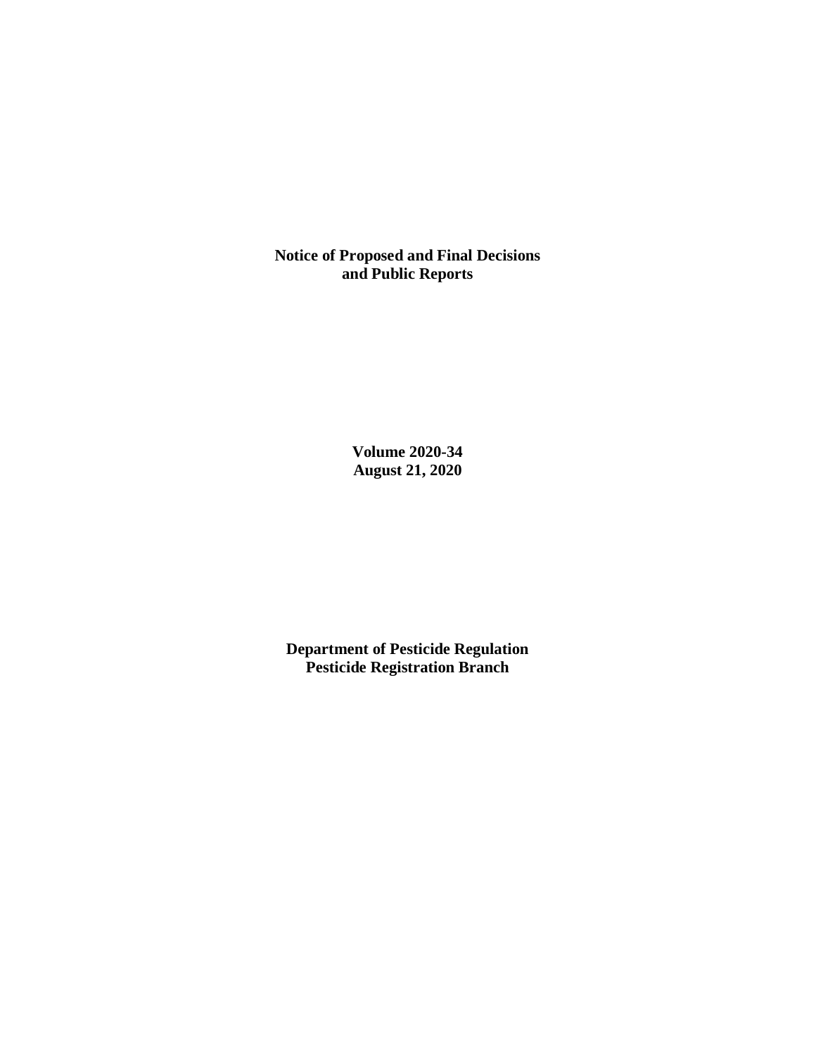# Notice of Proposed and Final Decisions and Public Reports

**Volume 2020-34**
**August 21, 2020**

**Department of Pesticide Regulation**
**Pesticide Registration Branch**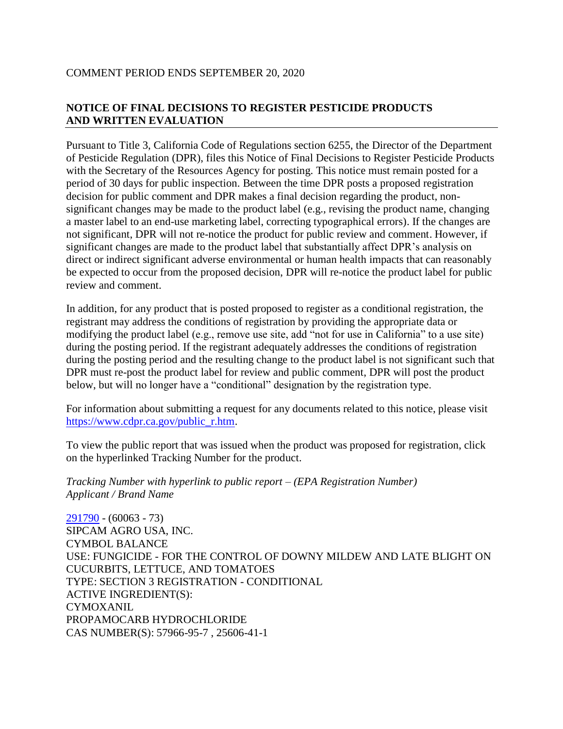COMMENT PERIOD ENDS SEPTEMBER 20, 2020

## NOTICE OF FINAL DECISIONS TO REGISTER PESTICIDE PRODUCTS AND WRITTEN EVALUATION

Pursuant to Title 3, California Code of Regulations section 6255, the Director of the Department of Pesticide Regulation (DPR), files this Notice of Final Decisions to Register Pesticide Products with the Secretary of the Resources Agency for posting. This notice must remain posted for a period of 30 days for public inspection. Between the time DPR posts a proposed registration decision for public comment and DPR makes a final decision regarding the product, non-significant changes may be made to the product label (e.g., revising the product name, changing a master label to an end-use marketing label, correcting typographical errors). If the changes are not significant, DPR will not re-notice the product for public review and comment. However, if significant changes are made to the product label that substantially affect DPR's analysis on direct or indirect significant adverse environmental or human health impacts that can reasonably be expected to occur from the proposed decision, DPR will re-notice the product label for public review and comment.

In addition, for any product that is posted proposed to register as a conditional registration, the registrant may address the conditions of registration by providing the appropriate data or modifying the product label (e.g., remove use site, add "not for use in California" to a use site) during the posting period. If the registrant adequately addresses the conditions of registration during the posting period and the resulting change to the product label is not significant such that DPR must re-post the product label for review and public comment, DPR will post the product below, but will no longer have a "conditional" designation by the registration type.

For information about submitting a request for any documents related to this notice, please visit https://www.cdpr.ca.gov/public_r.htm.

To view the public report that was issued when the product was proposed for registration, click on the hyperlinked Tracking Number for the product.

*Tracking Number with hyperlink to public report – (EPA Registration Number)*
*Applicant / Brand Name*

291790 - (60063 - 73)
SIPCAM AGRO USA, INC.
CYMBOL BALANCE
USE: FUNGICIDE - FOR THE CONTROL OF DOWNY MILDEW AND LATE BLIGHT ON CUCURBITS, LETTUCE, AND TOMATOES
TYPE: SECTION 3 REGISTRATION - CONDITIONAL
ACTIVE INGREDIENT(S):
CYMOXANIL
PROPAMOCARB HYDROCHLORIDE
CAS NUMBER(S): 57966-95-7 , 25606-41-1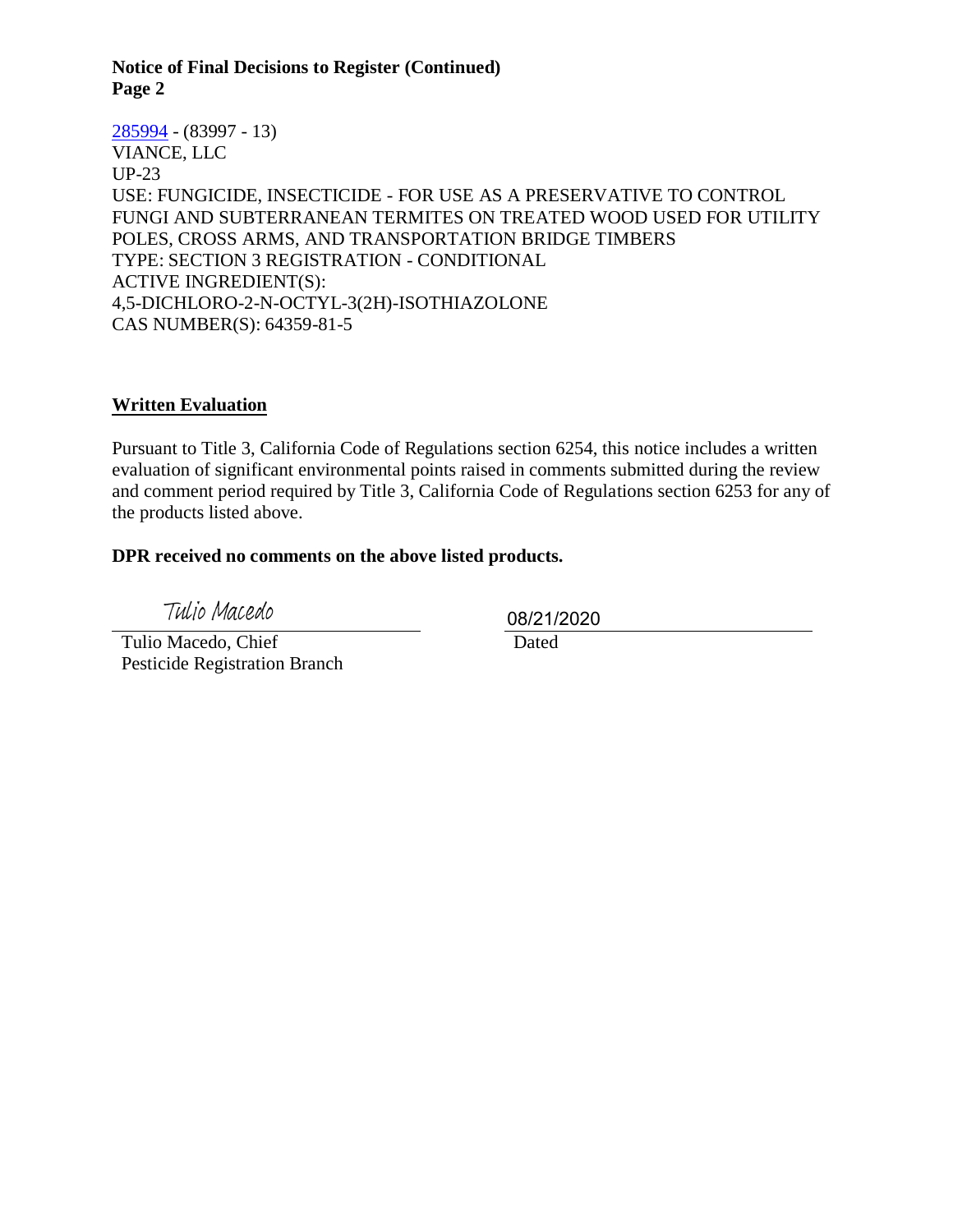**Notice of Final Decisions to Register (Continued)**
**Page 2**

[285994] - (83997 - 13)
VIANCE, LLC
UP-23
USE: FUNGICIDE, INSECTICIDE - FOR USE AS A PRESERVATIVE TO CONTROL FUNGI AND SUBTERRANEAN TERMITES ON TREATED WOOD USED FOR UTILITY POLES, CROSS ARMS, AND TRANSPORTATION BRIDGE TIMBERS
TYPE: SECTION 3 REGISTRATION - CONDITIONAL
ACTIVE INGREDIENT(S):
4,5-DICHLORO-2-N-OCTYL-3(2H)-ISOTHIAZOLONE
CAS NUMBER(S): 64359-81-5

## Written Evaluation

Pursuant to Title 3, California Code of Regulations section 6254, this notice includes a written evaluation of significant environmental points raised in comments submitted during the review and comment period required by Title 3, California Code of Regulations section 6253 for any of the products listed above.

**DPR received no comments on the above listed products.**

Tulio Macedo
Tulio Macedo, Chief
Pesticide Registration Branch

08/21/2020
Dated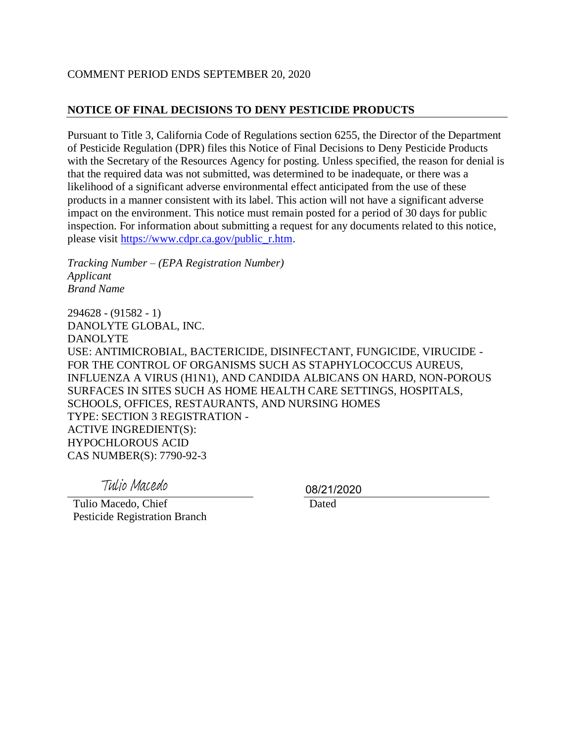COMMENT PERIOD ENDS SEPTEMBER 20, 2020

## NOTICE OF FINAL DECISIONS TO DENY PESTICIDE PRODUCTS

Pursuant to Title 3, California Code of Regulations section 6255, the Director of the Department of Pesticide Regulation (DPR) files this Notice of Final Decisions to Deny Pesticide Products with the Secretary of the Resources Agency for posting. Unless specified, the reason for denial is that the required data was not submitted, was determined to be inadequate, or there was a likelihood of a significant adverse environmental effect anticipated from the use of these products in a manner consistent with its label. This action will not have a significant adverse impact on the environment. This notice must remain posted for a period of 30 days for public inspection. For information about submitting a request for any documents related to this notice, please visit https://www.cdpr.ca.gov/public_r.htm.

*Tracking Number – (EPA Registration Number)*
*Applicant*
*Brand Name*

294628 - (91582 - 1)
DANOLYTE GLOBAL, INC.
DANOLYTE
USE: ANTIMICROBIAL, BACTERICIDE, DISINFECTANT, FUNGICIDE, VIRUCIDE - FOR THE CONTROL OF ORGANISMS SUCH AS STAPHYLOCOCCUS AUREUS, INFLUENZA A VIRUS (H1N1), AND CANDIDA ALBICANS ON HARD, NON-POROUS SURFACES IN SITES SUCH AS HOME HEALTH CARE SETTINGS, HOSPITALS, SCHOOLS, OFFICES, RESTAURANTS, AND NURSING HOMES
TYPE: SECTION 3 REGISTRATION -
ACTIVE INGREDIENT(S):
HYPOCHLOROUS ACID
CAS NUMBER(S): 7790-92-3

Tulio Macedo
Tulio Macedo, Chief
Pesticide Registration Branch

08/21/2020
Dated